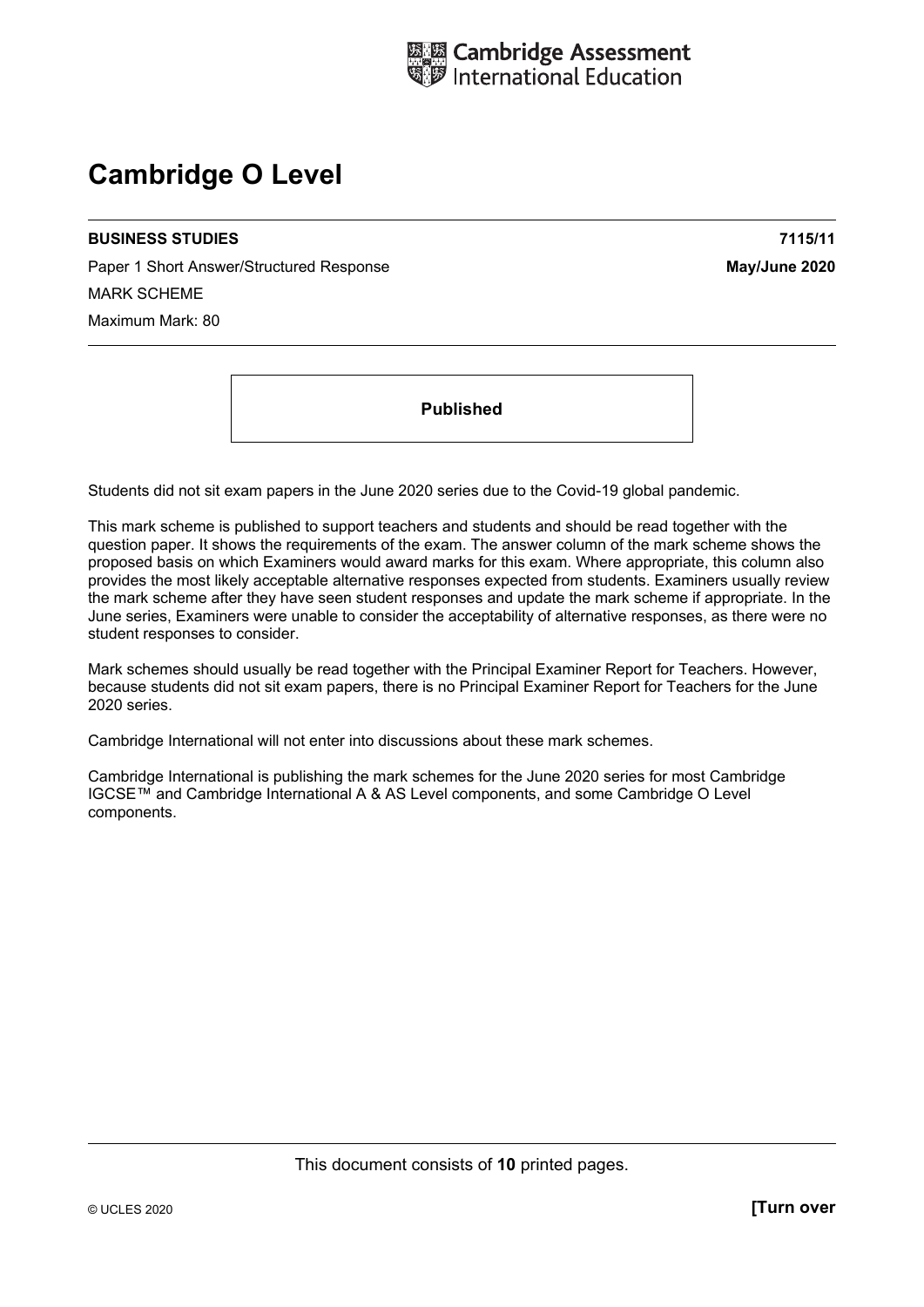Cambridge Assessment International Education

# Cambridge O Level

**BUSINESS STUDIES** **7115/11**

Paper 1 Short Answer/Structured Response **May/June 2020**

MARK SCHEME

Maximum Mark: 80

**Published**

Students did not sit exam papers in the June 2020 series due to the Covid-19 global pandemic.

This mark scheme is published to support teachers and students and should be read together with the question paper. It shows the requirements of the exam. The answer column of the mark scheme shows the proposed basis on which Examiners would award marks for this exam. Where appropriate, this column also provides the most likely acceptable alternative responses expected from students. Examiners usually review the mark scheme after they have seen student responses and update the mark scheme if appropriate. In the June series, Examiners were unable to consider the acceptability of alternative responses, as there were no student responses to consider.

Mark schemes should usually be read together with the Principal Examiner Report for Teachers. However, because students did not sit exam papers, there is no Principal Examiner Report for Teachers for the June 2020 series.

Cambridge International will not enter into discussions about these mark schemes.

Cambridge International is publishing the mark schemes for the June 2020 series for most Cambridge IGCSE™ and Cambridge International A & AS Level components, and some Cambridge O Level components.

This document consists of **10** printed pages.

© UCLES 2020 **[Turn over**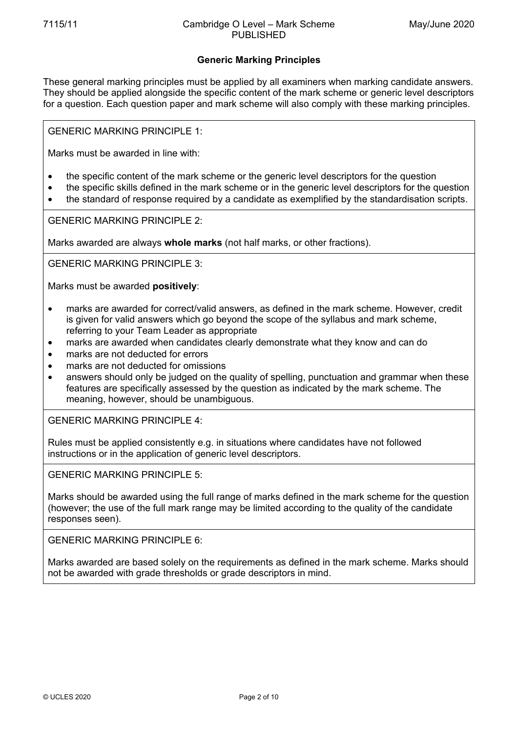## Generic Marking Principles

These general marking principles must be applied by all examiners when marking candidate answers. They should be applied alongside the specific content of the mark scheme or generic level descriptors for a question. Each question paper and mark scheme will also comply with these marking principles.

GENERIC MARKING PRINCIPLE 1:

Marks must be awarded in line with:

- the specific content of the mark scheme or the generic level descriptors for the question
- the specific skills defined in the mark scheme or in the generic level descriptors for the question
- the standard of response required by a candidate as exemplified by the standardisation scripts.

GENERIC MARKING PRINCIPLE 2:

Marks awarded are always **whole marks** (not half marks, or other fractions).

GENERIC MARKING PRINCIPLE 3:

Marks must be awarded **positively**:

- marks are awarded for correct/valid answers, as defined in the mark scheme. However, credit is given for valid answers which go beyond the scope of the syllabus and mark scheme, referring to your Team Leader as appropriate
- marks are awarded when candidates clearly demonstrate what they know and can do
- marks are not deducted for errors
- marks are not deducted for omissions
- answers should only be judged on the quality of spelling, punctuation and grammar when these features are specifically assessed by the question as indicated by the mark scheme. The meaning, however, should be unambiguous.

GENERIC MARKING PRINCIPLE 4:

Rules must be applied consistently e.g. in situations where candidates have not followed instructions or in the application of generic level descriptors.

GENERIC MARKING PRINCIPLE 5:

Marks should be awarded using the full range of marks defined in the mark scheme for the question (however; the use of the full mark range may be limited according to the quality of the candidate responses seen).

GENERIC MARKING PRINCIPLE 6:

Marks awarded are based solely on the requirements as defined in the mark scheme. Marks should not be awarded with grade thresholds or grade descriptors in mind.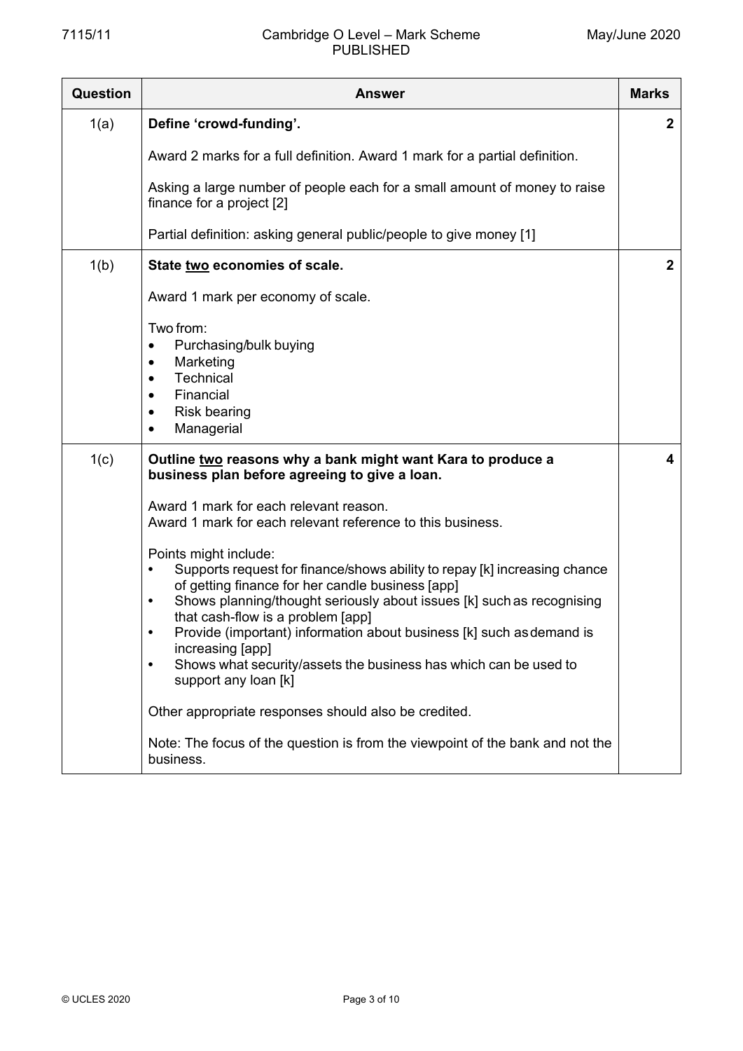| Question | Answer | Marks |
|---|---|---|
| 1(a) | **Define 'crowd-funding'.**<br><br>Award 2 marks for a full definition. Award 1 mark for a partial definition.<br><br>Asking a large number of people each for a small amount of money to raise finance for a project [2]<br><br>Partial definition: asking general public/people to give money [1] | **2** |
| 1(b) | **State two economies of scale.**<br><br>Award 1 mark per economy of scale.<br><br>Two from:<br>• Purchasing/bulk buying<br>• Marketing<br>• Technical<br>• Financial<br>• Risk bearing<br>• Managerial | **2** |
| 1(c) | **Outline two reasons why a bank might want Kara to produce a business plan before agreeing to give a loan.**<br><br>Award 1 mark for each relevant reason.<br>Award 1 mark for each relevant reference to this business.<br><br>Points might include:<br>• Supports request for finance/shows ability to repay [k] increasing chance of getting finance for her candle business [app]<br>• Shows planning/thought seriously about issues [k] such as recognising that cash-flow is a problem [app]<br>• Provide (important) information about business [k] such as demand is increasing [app]<br>• Shows what security/assets the business has which can be used to support any loan [k]<br><br>Other appropriate responses should also be credited.<br><br>Note: The focus of the question is from the viewpoint of the bank and not the business. | **4** |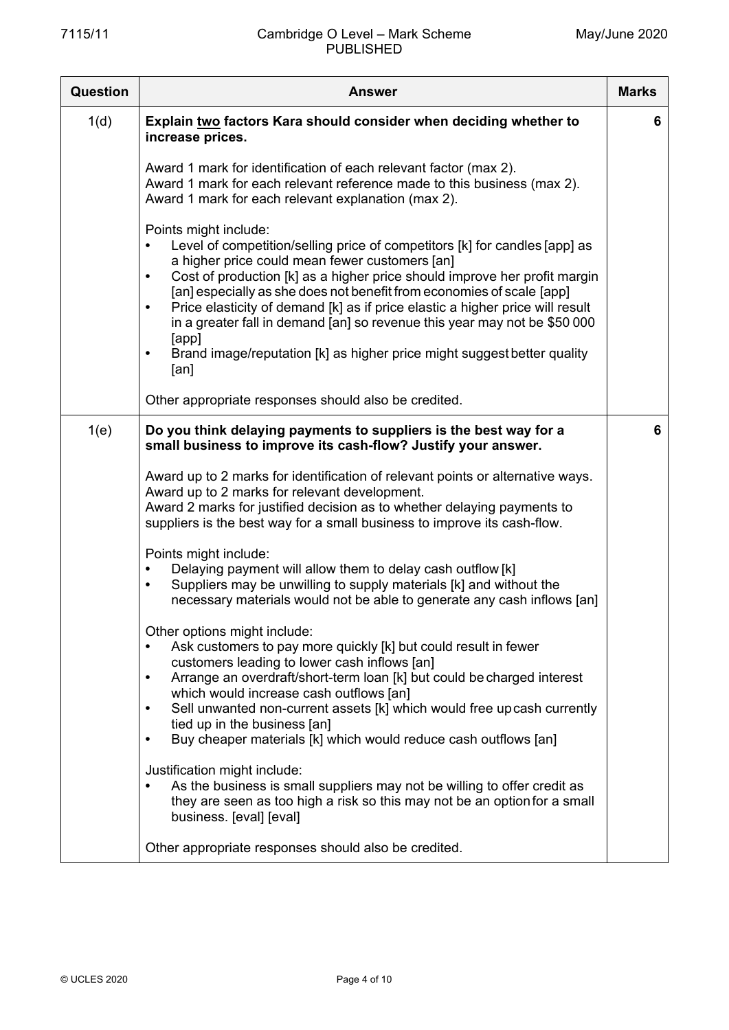| Question | Answer | Marks |
|---|---|---|
| 1(d) | **Explain <u>two</u> factors Kara should consider when deciding whether to increase prices.**<br><br>Award 1 mark for identification of each relevant factor (max 2).<br>Award 1 mark for each relevant reference made to this business (max 2).<br>Award 1 mark for each relevant explanation (max 2).<br><br>Points might include:<br>• Level of competition/selling price of competitors [k] for candles [app] as a higher price could mean fewer customers [an]<br>• Cost of production [k] as a higher price should improve her profit margin [an] especially as she does not benefit from economies of scale [app]<br>• Price elasticity of demand [k] as if price elastic a higher price will result in a greater fall in demand [an] so revenue this year may not be $50 000 [app]<br>• Brand image/reputation [k] as higher price might suggest better quality [an]<br><br>Other appropriate responses should also be credited. | 6 |
| 1(e) | **Do you think delaying payments to suppliers is the best way for a small business to improve its cash-flow? Justify your answer.**<br><br>Award up to 2 marks for identification of relevant points or alternative ways.<br>Award up to 2 marks for relevant development.<br>Award 2 marks for justified decision as to whether delaying payments to suppliers is the best way for a small business to improve its cash-flow.<br><br>Points might include:<br>• Delaying payment will allow them to delay cash outflow [k]<br>• Suppliers may be unwilling to supply materials [k] and without the necessary materials would not be able to generate any cash inflows [an]<br><br>Other options might include:<br>• Ask customers to pay more quickly [k] but could result in fewer customers leading to lower cash inflows [an]<br>• Arrange an overdraft/short-term loan [k] but could be charged interest which would increase cash outflows [an]<br>• Sell unwanted non-current assets [k] which would free up cash currently tied up in the business [an]<br>• Buy cheaper materials [k] which would reduce cash outflows [an]<br><br>Justification might include:<br>• As the business is small suppliers may not be willing to offer credit as they are seen as too high a risk so this may not be an option for a small business. [eval] [eval]<br><br>Other appropriate responses should also be credited. | 6 |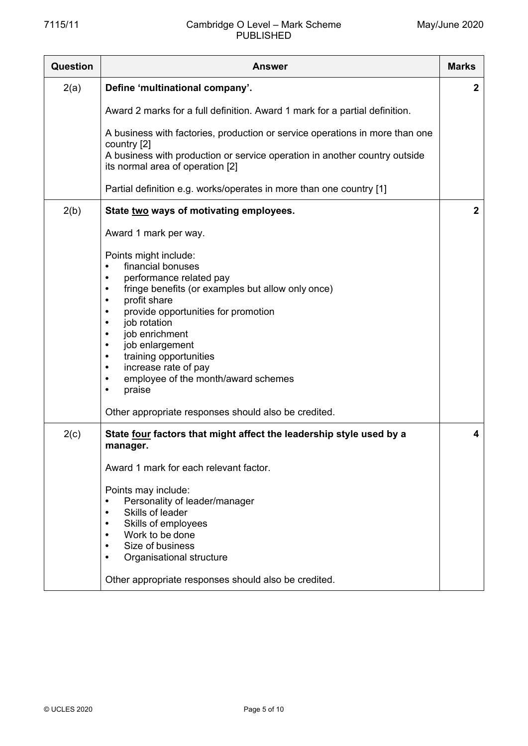| Question | Answer | Marks |
|---|---|---|
| 2(a) | **Define 'multinational company'.**<br><br>Award 2 marks for a full definition. Award 1 mark for a partial definition.<br><br>A business with factories, production or service operations in more than one country [2]<br>A business with production or service operation in another country outside its normal area of operation [2]<br><br>Partial definition e.g. works/operates in more than one country [1] | **2** |
| 2(b) | **State <u>two</u> ways of motivating employees.**<br><br>Award 1 mark per way.<br><br>Points might include:<br>• financial bonuses<br>• performance related pay<br>• fringe benefits (or examples but allow only once)<br>• profit share<br>• provide opportunities for promotion<br>• job rotation<br>• job enrichment<br>• job enlargement<br>• training opportunities<br>• increase rate of pay<br>• employee of the month/award schemes<br>• praise<br><br>Other appropriate responses should also be credited. | **2** |
| 2(c) | **State <u>four</u> factors that might affect the leadership style used by a manager.**<br><br>Award 1 mark for each relevant factor.<br><br>Points may include:<br>• Personality of leader/manager<br>• Skills of leader<br>• Skills of employees<br>• Work to be done<br>• Size of business<br>• Organisational structure<br><br>Other appropriate responses should also be credited. | **4** |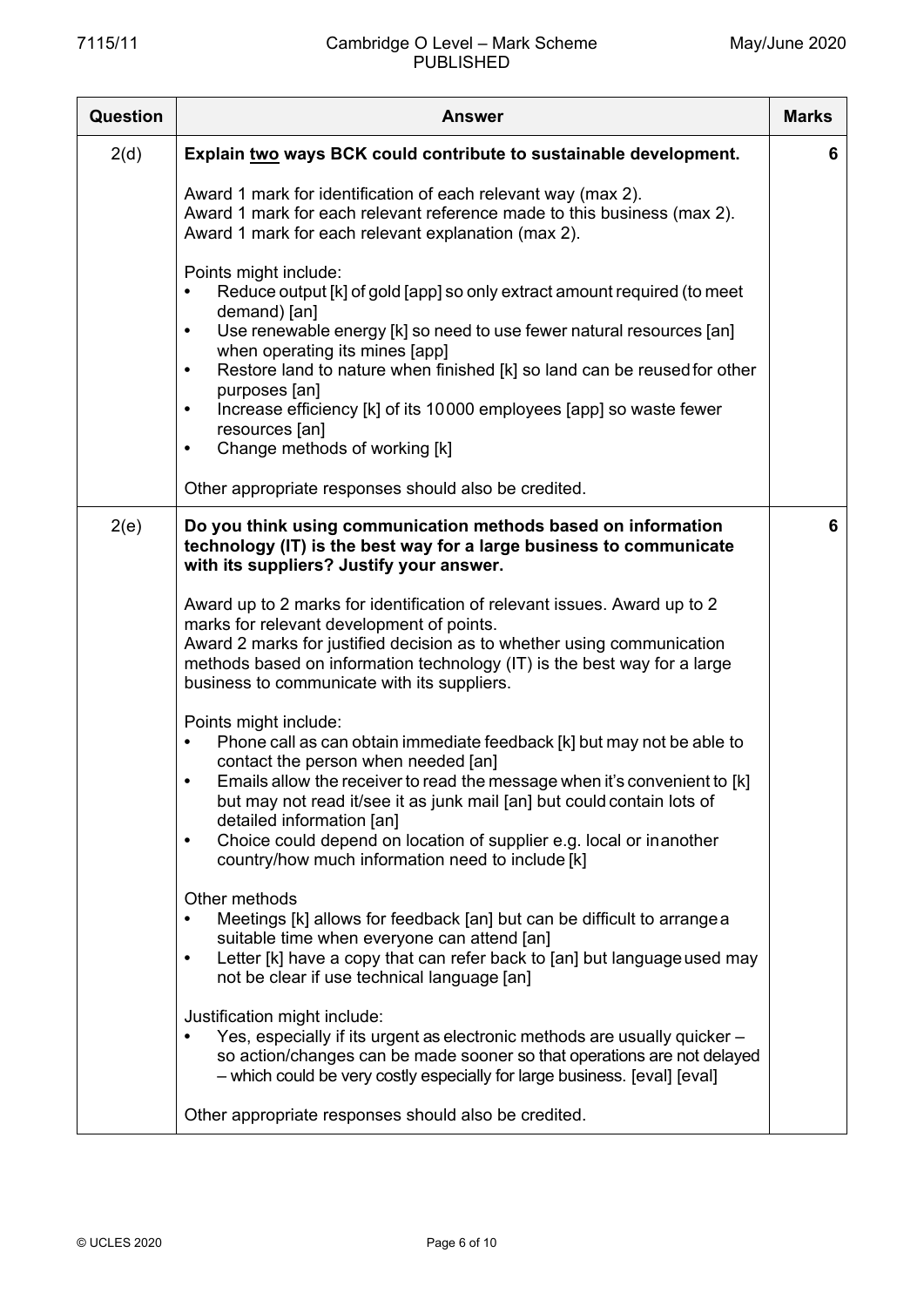| Question | Answer | Marks |
|---|---|---|
| 2(d) | **Explain two ways BCK could contribute to sustainable development.**<br><br>Award 1 mark for identification of each relevant way (max 2).<br>Award 1 mark for each relevant reference made to this business (max 2).<br>Award 1 mark for each relevant explanation (max 2).<br><br>Points might include:<br>• Reduce output [k] of gold [app] so only extract amount required (to meet demand) [an]<br>• Use renewable energy [k] so need to use fewer natural resources [an] when operating its mines [app]<br>• Restore land to nature when finished [k] so land can be reused for other purposes [an]<br>• Increase efficiency [k] of its 10000 employees [app] so waste fewer resources [an]<br>• Change methods of working [k]<br><br>Other appropriate responses should also be credited. | 6 |
| 2(e) | **Do you think using communication methods based on information technology (IT) is the best way for a large business to communicate with its suppliers? Justify your answer.**<br><br>Award up to 2 marks for identification of relevant issues. Award up to 2 marks for relevant development of points.<br>Award 2 marks for justified decision as to whether using communication methods based on information technology (IT) is the best way for a large business to communicate with its suppliers.<br><br>Points might include:<br>• Phone call as can obtain immediate feedback [k] but may not be able to contact the person when needed [an]<br>• Emails allow the receiver to read the message when it's convenient to [k] but may not read it/see it as junk mail [an] but could contain lots of detailed information [an]<br>• Choice could depend on location of supplier e.g. local or in another country/how much information need to include [k]<br><br>Other methods<br>• Meetings [k] allows for feedback [an] but can be difficult to arrange a suitable time when everyone can attend [an]<br>• Letter [k] have a copy that can refer back to [an] but language used may not be clear if use technical language [an]<br><br>Justification might include:<br>• Yes, especially if its urgent as electronic methods are usually quicker – so action/changes can be made sooner so that operations are not delayed – which could be very costly especially for large business. [eval] [eval]<br><br>Other appropriate responses should also be credited. | 6 |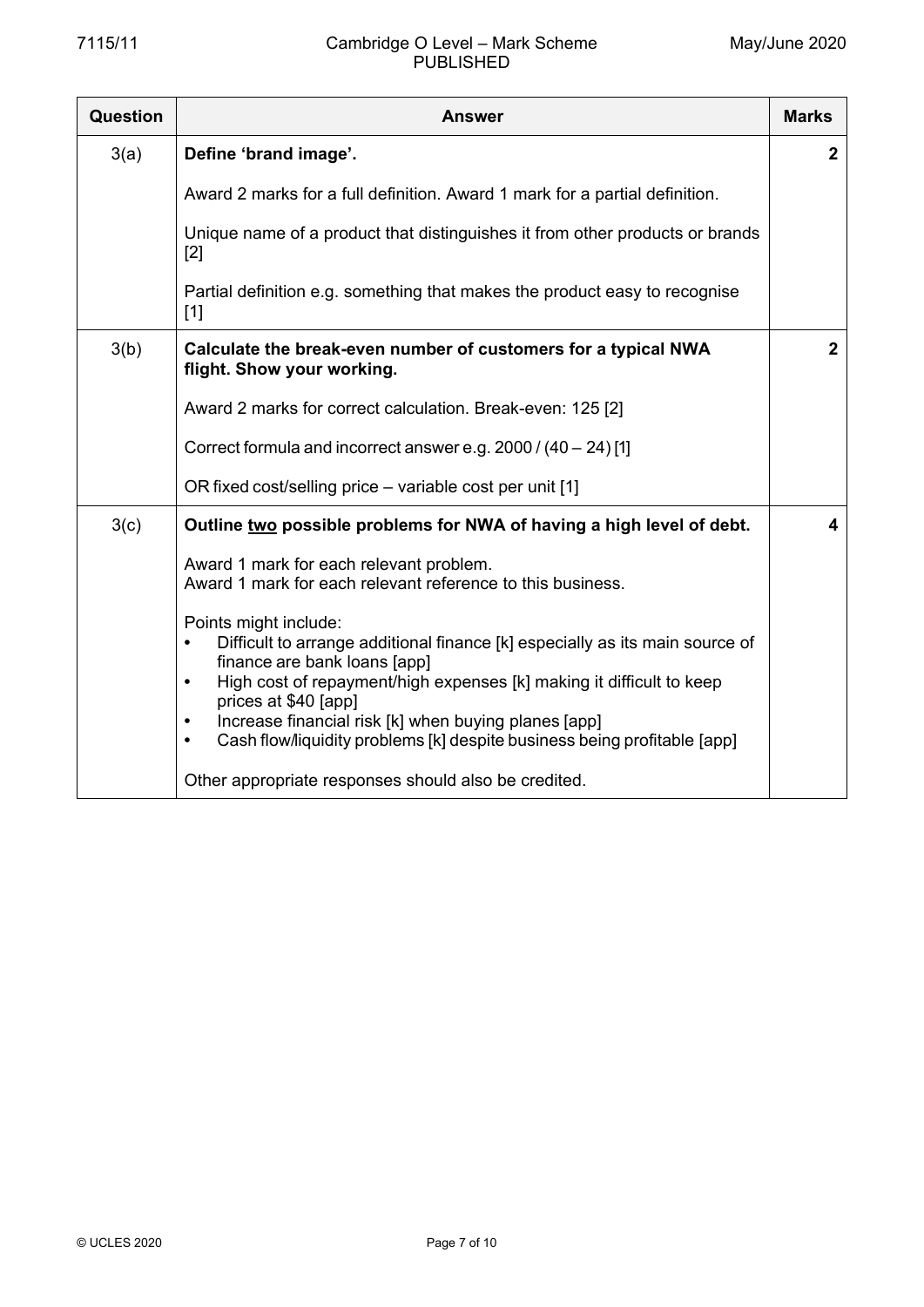| Question | Answer | Marks |
|---|---|---|
| 3(a) | **Define 'brand image'.**<br><br>Award 2 marks for a full definition. Award 1 mark for a partial definition.<br><br>Unique name of a product that distinguishes it from other products or brands [2]<br><br>Partial definition e.g. something that makes the product easy to recognise [1] | **2** |
| 3(b) | **Calculate the break-even number of customers for a typical NWA flight. Show your working.**<br><br>Award 2 marks for correct calculation. Break-even: 125 [2]<br><br>Correct formula and incorrect answer e.g. 2000 / (40 – 24) [1]<br><br>OR fixed cost/selling price – variable cost per unit [1] | **2** |
| 3(c) | **Outline <u>two</u> possible problems for NWA of having a high level of debt.**<br><br>Award 1 mark for each relevant problem.<br>Award 1 mark for each relevant reference to this business.<br><br>Points might include:<br>• Difficult to arrange additional finance [k] especially as its main source of finance are bank loans [app]<br>• High cost of repayment/high expenses [k] making it difficult to keep prices at $40 [app]<br>• Increase financial risk [k] when buying planes [app]<br>• Cash flow/liquidity problems [k] despite business being profitable [app]<br><br>Other appropriate responses should also be credited. | **4** |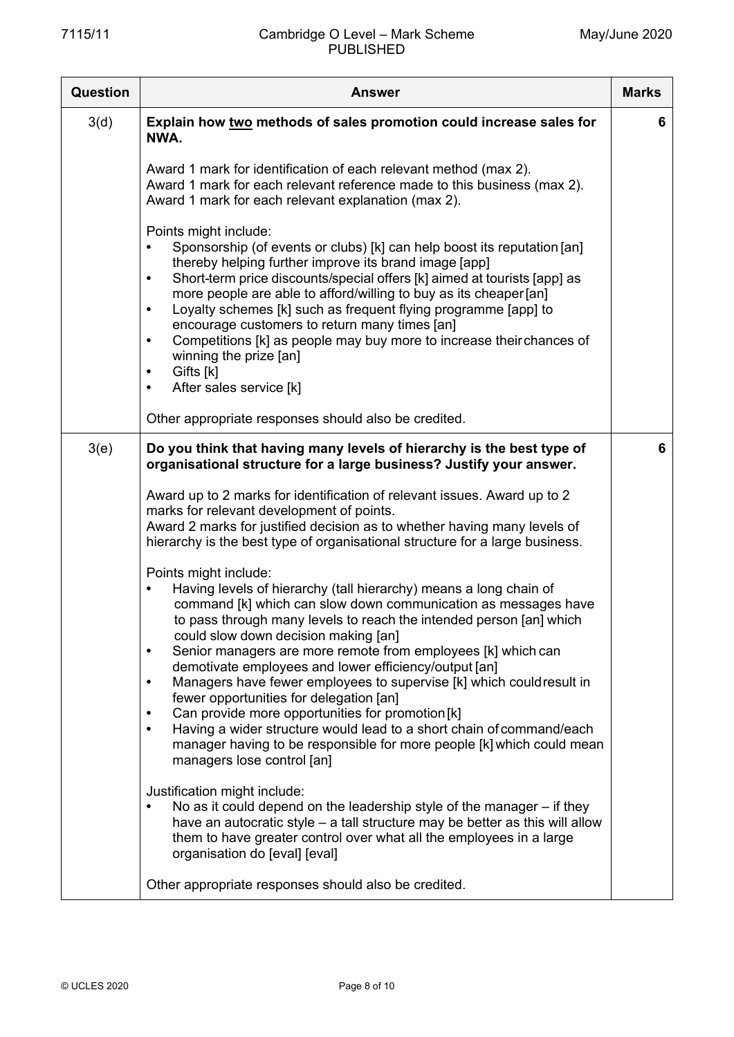| Question | Answer | Marks |
|---|---|---|
| 3(d) | **Explain how <u>two</u> methods of sales promotion could increase sales for NWA.**<br><br>Award 1 mark for identification of each relevant method (max 2).<br>Award 1 mark for each relevant reference made to this business (max 2).<br>Award 1 mark for each relevant explanation (max 2).<br><br>Points might include:<br>• Sponsorship (of events or clubs) [k] can help boost its reputation [an] thereby helping further improve its brand image [app]<br>• Short-term price discounts/special offers [k] aimed at tourists [app] as more people are able to afford/willing to buy as its cheaper [an]<br>• Loyalty schemes [k] such as frequent flying programme [app] to encourage customers to return many times [an]<br>• Competitions [k] as people may buy more to increase their chances of winning the prize [an]<br>• Gifts [k]<br>• After sales service [k]<br><br>Other appropriate responses should also be credited. | 6 |
| 3(e) | **Do you think that having many levels of hierarchy is the best type of organisational structure for a large business? Justify your answer.**<br><br>Award up to 2 marks for identification of relevant issues. Award up to 2 marks for relevant development of points.<br>Award 2 marks for justified decision as to whether having many levels of hierarchy is the best type of organisational structure for a large business.<br><br>Points might include:<br>• Having levels of hierarchy (tall hierarchy) means a long chain of command [k] which can slow down communication as messages have to pass through many levels to reach the intended person [an] which could slow down decision making [an]<br>• Senior managers are more remote from employees [k] which can demotivate employees and lower efficiency/output [an]<br>• Managers have fewer employees to supervise [k] which could result in fewer opportunities for delegation [an]<br>• Can provide more opportunities for promotion [k]<br>• Having a wider structure would lead to a short chain of command/each manager having to be responsible for more people [k] which could mean managers lose control [an]<br><br>Justification might include:<br>• No as it could depend on the leadership style of the manager – if they have an autocratic style – a tall structure may be better as this will allow them to have greater control over what all the employees in a large organisation do [eval] [eval]<br><br>Other appropriate responses should also be credited. | 6 |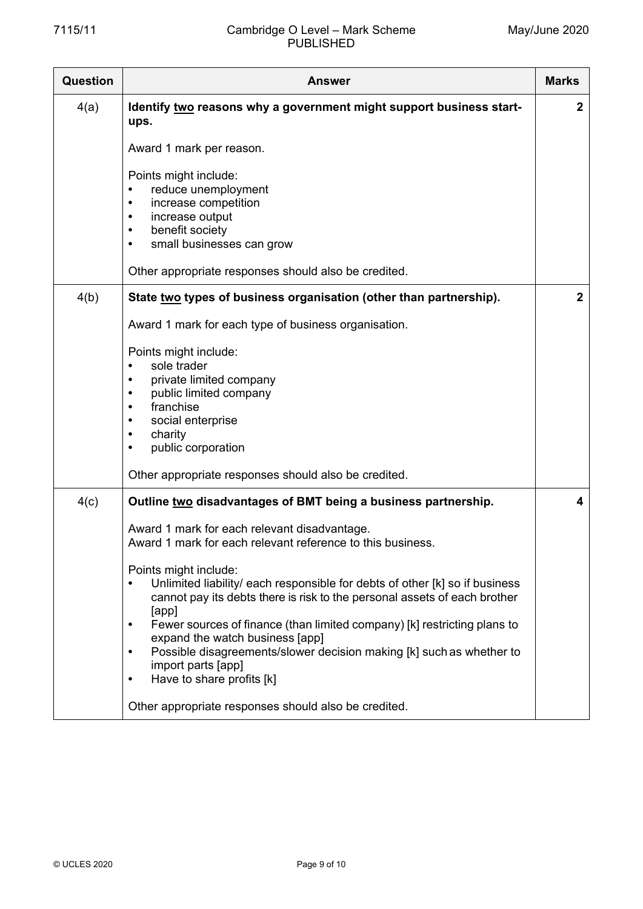| Question | Answer | Marks |
|---|---|---|
| 4(a) | **Identify <u>two</u> reasons why a government might support business start-ups.**<br><br>Award 1 mark per reason.<br><br>Points might include:<br>• reduce unemployment<br>• increase competition<br>• increase output<br>• benefit society<br>• small businesses can grow<br><br>Other appropriate responses should also be credited. | 2 |
| 4(b) | **State <u>two</u> types of business organisation (other than partnership).**<br><br>Award 1 mark for each type of business organisation.<br><br>Points might include:<br>• sole trader<br>• private limited company<br>• public limited company<br>• franchise<br>• social enterprise<br>• charity<br>• public corporation<br><br>Other appropriate responses should also be credited. | 2 |
| 4(c) | **Outline <u>two</u> disadvantages of BMT being a business partnership.**<br><br>Award 1 mark for each relevant disadvantage.<br>Award 1 mark for each relevant reference to this business.<br><br>Points might include:<br>• Unlimited liability/ each responsible for debts of other [k] so if business cannot pay its debts there is risk to the personal assets of each brother [app]<br>• Fewer sources of finance (than limited company) [k] restricting plans to expand the watch business [app]<br>• Possible disagreements/slower decision making [k] such as whether to import parts [app]<br>• Have to share profits [k]<br><br>Other appropriate responses should also be credited. | 4 |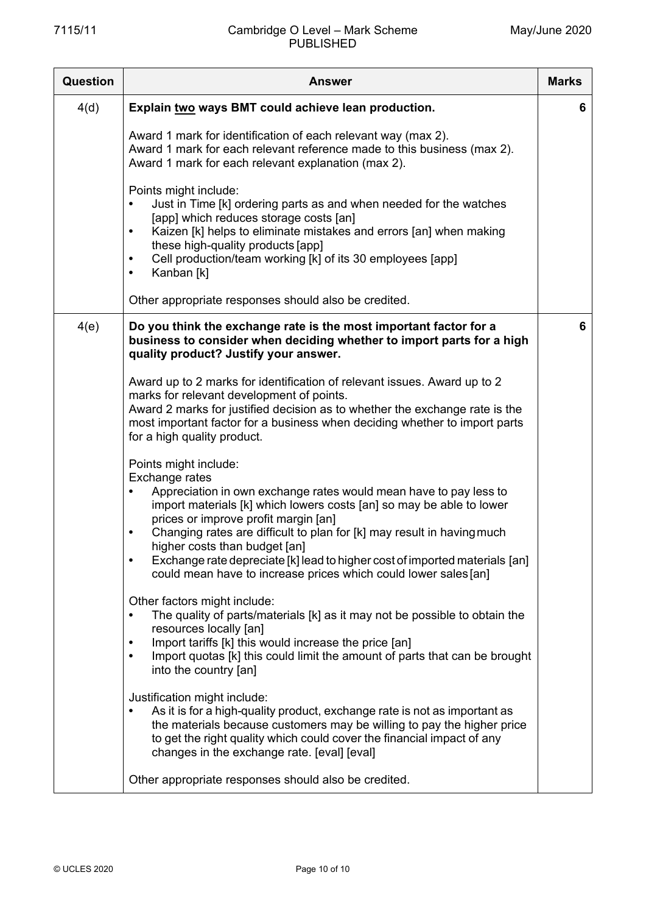| Question | Answer | Marks |
|---|---|---|
| 4(d) | **Explain two ways BMT could achieve lean production.**<br><br>Award 1 mark for identification of each relevant way (max 2).<br>Award 1 mark for each relevant reference made to this business (max 2).<br>Award 1 mark for each relevant explanation (max 2).<br><br>Points might include:<br>• Just in Time [k] ordering parts as and when needed for the watches [app] which reduces storage costs [an]<br>• Kaizen [k] helps to eliminate mistakes and errors [an] when making these high-quality products [app]<br>• Cell production/team working [k] of its 30 employees [app]<br>• Kanban [k]<br><br>Other appropriate responses should also be credited. | 6 |
| 4(e) | **Do you think the exchange rate is the most important factor for a business to consider when deciding whether to import parts for a high quality product? Justify your answer.**<br><br>Award up to 2 marks for identification of relevant issues. Award up to 2 marks for relevant development of points.<br>Award 2 marks for justified decision as to whether the exchange rate is the most important factor for a business when deciding whether to import parts for a high quality product.<br><br>Points might include:<br>Exchange rates<br>• Appreciation in own exchange rates would mean have to pay less to import materials [k] which lowers costs [an] so may be able to lower prices or improve profit margin [an]<br>• Changing rates are difficult to plan for [k] may result in having much higher costs than budget [an]<br>• Exchange rate depreciate [k] lead to higher cost of imported materials [an] could mean have to increase prices which could lower sales [an]<br><br>Other factors might include:<br>• The quality of parts/materials [k] as it may not be possible to obtain the resources locally [an]<br>• Import tariffs [k] this would increase the price [an]<br>• Import quotas [k] this could limit the amount of parts that can be brought into the country [an]<br><br>Justification might include:<br>• As it is for a high-quality product, exchange rate is not as important as the materials because customers may be willing to pay the higher price to get the right quality which could cover the financial impact of any changes in the exchange rate. [eval] [eval]<br><br>Other appropriate responses should also be credited. | 6 |